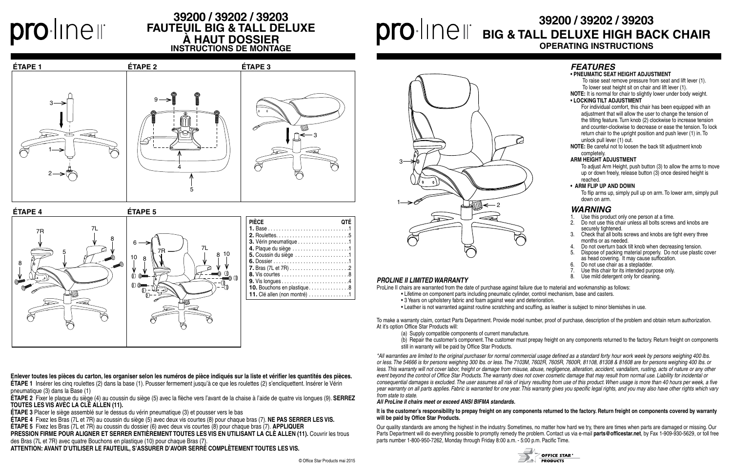# 39200 / 39202 / 39203 FAUTEUIL BIG & TALL DELUXE À HAUT DOSSIER

## INSTRUCTIONS DE MONTAGE

**ÉTAPE 1** **ÉTAPE 2** **ÉTAPE 3**

**ÉTAPE 4** **ÉTAPE 5**

| PIÈCE | QTÉ |
|---|---|
| **1.** Base | 1 |
| **2.** Roulettes | 5 |
| **3.** Vérin pneumatique | 1 |
| **4.** Plaque du siège | 1 |
| **5.** Coussin du siège | 1 |
| **6.** Dossier | 1 |
| **7.** Bras (7L et 7R) | 2 |
| **8.** Vis courtes | 8 |
| **9.** Vis longues | 4 |
| **10.** Bouchons en plastique | 8 |
| **11.** Clé allen (non montré) | 1 |

**Enlever toutes les pièces du carton, les organiser selon les numéros de pièce indiqués sur la liste et vérifier les quantités des pièces.**

**ÉTAPE 1** Insérer les cinq roulettes (2) dans la base (1). Pousser fermement jusqu'à ce que les roulettes (2) s'encliquettent. Insérer le Vérin pneumatique (3) dans la Base (1)

**ÉTAPE 2** Fixer le plaque du siège (4) au coussin du siège (5) avec la flèche vers l'avant de la chaise à l'aide de quatre vis longues (9). **SERREZ TOUTES LES VIS AVEC LA CLÉ ALLEN (11).**

**ÉTAPE 3** Placer le siège assemblé sur le dessus du vérin pneumatique (3) et pousser vers le bas

**ÉTAPE 4** Fixez les Bras (7L et 7R) au coussin du siège (5) avec deux vis courtes (8) pour chaque bras (7). **NE PAS SERRER LES VIS.**

**ÉTAPE 5** Fixez les Bras (7L et 7R) au coussin du dossier (6) avec deux vis courtes (8) pour chaque bras (7). **APPLIQUER PRESSION FIRME POUR ALIGNER ET SERRER ENTIÈREMENT TOUTES LES VIS EN UTILISANT LA CLÉ ALLEN (11).** Couvrir les trous des Bras (7L et 7R) avec quatre Bouchons en plastique (10) pour chaque Bras (7).

**ATTENTION: AVANT D'UTILISER LE FAUTEUIL, S'ASSURER D'AVOIR SERRÉ COMPLÈTEMENT TOUTES LES VIS.**

© Office Star Products mai 2015

# 39200 / 39202 / 39203 BIG & TALL DELUXE HIGH BACK CHAIR

## OPERATING INSTRUCTIONS

### *FEATURES*

**• PNEUMATIC SEAT HEIGHT ADJUSTMENT**

To raise seat remove pressure from seat and lift lever (1).
To lower seat height sit on chair and lift lever (1).

**NOTE:** It is normal for chair to slightly lower under body weight.

**• LOCKING TILT ADJUSTMENT**

For individual comfort, this chair has been equipped with an adjustment that will allow the user to change the tension of the tilting feature. Turn knob (2) clockwise to increase tension and counter-clockwise to decrease or ease the tension. To lock return chair to the upright position and push lever (1) in. To unlock pull lever (1) out.

**NOTE:** Be careful not to loosen the back tilt adjustment knob completely.

**ARM HEIGHT ADJUSTMENT**

To adjust Arm Height, push button (3) to allow the arms to move up or down freely, release button (3) once desired height is reached.

**• ARM FLIP UP AND DOWN**

To flip arms up, simply pull up on arm. To lower arm, simply pull down on arm.

### *WARNING*

1. Use this product only one person at a time.
2. Do not use this chair unless all bolts screws and knobs are securely tightened.
3. Check that all bolts screws and knobs are tight every three months or as needed.
4. Do not overturn back tilt knob when decreasing tension.
5. Dispose of packing material properly. Do not use plastic cover as head covering. It may cause suffocation.
6. Do not use chair as a stepladder.
7. Use this chair for its intended purpose only.
8. Use mild detergent only for cleaning.

### *PROLINE II LIMITED WARRANTY*

ProLine II chairs are warranted from the date of purchase against failure due to material and workmanship as follows:

- Lifetime on component parts including pneumatic cylinder, control mechanism, base and casters.
- 3 Years on upholstery fabric and foam against wear and deterioration.
- Leather is not warranted against routine scratching and scuffing, as leather is subject to minor blemishes in use.

To make a warranty claim, contact Parts Department. Provide model number, proof of purchase, description of the problem and obtain return authorization. At it's option Office Star Products will:

(a) Supply compatible components of current manufacture.
(b) Repair the customer's component. The customer must prepay freight on any components returned to the factory. Return freight on components still in warranty will be paid by Office Star Products.

*\*All warranties are limited to the original purchaser for normal commercial usage defined as a standard forty hour work week by persons weighing 400 lbs. or less. The 54666 is for persons weighing 300 lbs. or less. The 7103M, 7602R, 7605R, 7600R, 81108, 81308 & 81608 are for persons weighing 400 lbs. or less. This warranty will not cover labor, freight or damage from misuse, abuse, negligence, alteration, accident, vandalism, rusting, acts of nature or any other event beyond the control of Office Star Products. The warranty does not cover cosmetic damage that may result from normal use. Liability for incidental or consequential damages is excluded. The user assumes all risk of injury resulting from use of this product. When usage is more than 40 hours per week, a five year warranty on all parts applies. Fabric is warranted for one year. This warranty gives you specific legal rights, and you may also have other rights which vary from state to state.*

***All ProLine II chairs meet or exceed ANSI BIFMA standards.***

**It is the customer's responsibility to prepay freight on any components returned to the factory. Return freight on components covered by warranty will be paid by Office Star Products.**

Our quality standards are among the highest in the industry. Sometimes, no matter how hard we try, there are times when parts are damaged or missing. Our Parts Department will do everything possible to promptly remedy the problem. Contact us via e-mail **parts@officestar.net**, by Fax 1-909-930-5629, or toll free parts number 1-800-950-7262, Monday through Friday 8:00 a.m. - 5:00 p.m. Pacific Time.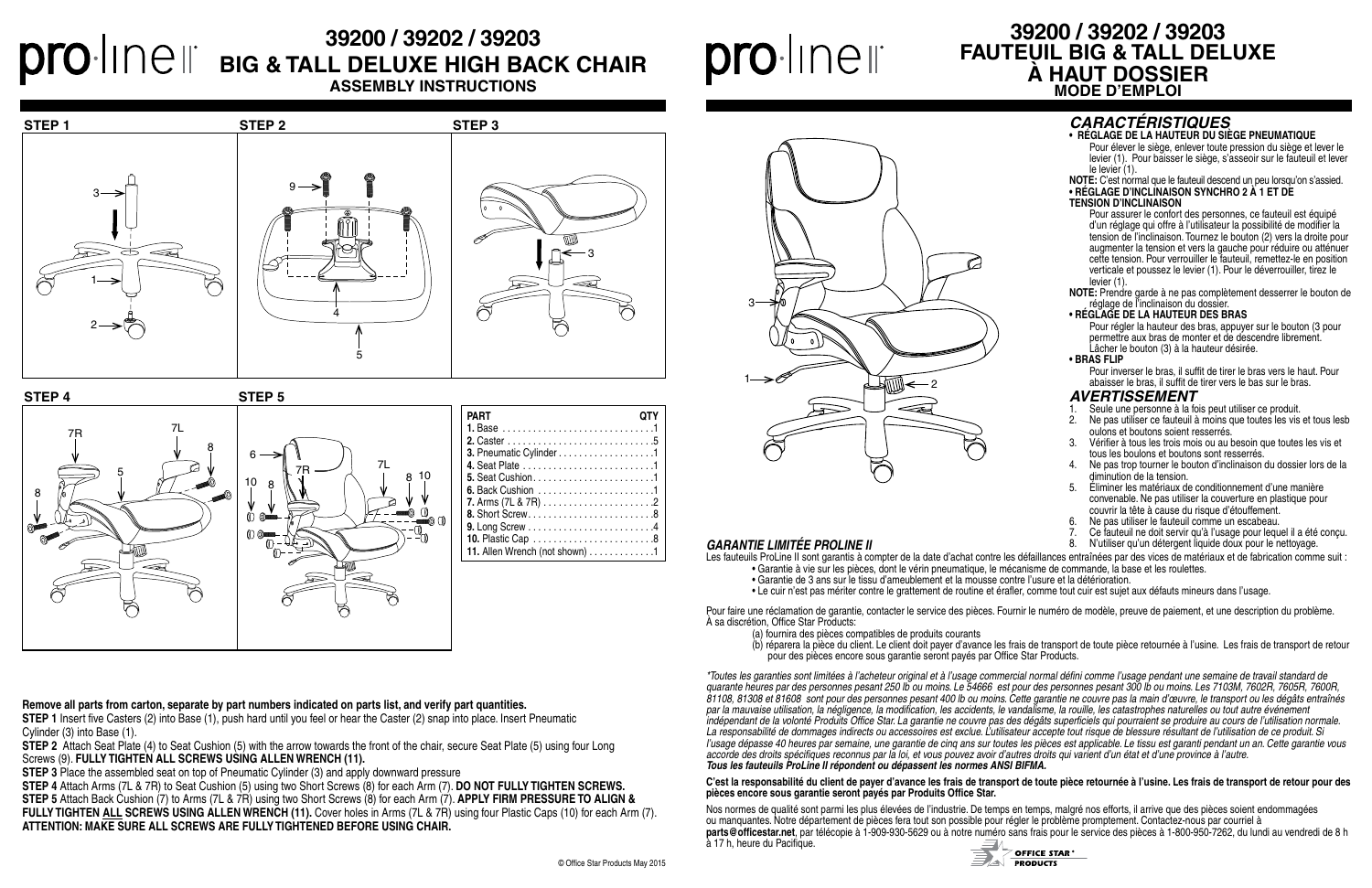# 39200 / 39202 / 39203 BIG & TALL DELUXE HIGH BACK CHAIR

## ASSEMBLY INSTRUCTIONS

STEP 1

3
1
2

STEP 2

9
4
5

STEP 3

3

STEP 4

7R
7L
8
5
8

STEP 5

6
7R
7L
10
8
8
10

| PART | QTY |
|---|---|
| 1. Base | 1 |
| 2. Caster | 5 |
| 3. Pneumatic Cylinder | 1 |
| 4. Seat Plate | 1 |
| 5. Seat Cushion | 1 |
| 6. Back Cushion | 1 |
| 7. Arms (7L & 7R) | 2 |
| 8. Short Screw | 8 |
| 9. Long Screw | 4 |
| 10. Plastic Cap | 8 |
| 11. Allen Wrench (not shown) | 1 |

**Remove all parts from carton, separate by part numbers indicated on parts list, and verify part quantities.**

**STEP 1** Insert five Casters (2) into Base (1), push hard until you feel or hear the Caster (2) snap into place. Insert Pneumatic Cylinder (3) into Base (1).

**STEP 2** Attach Seat Plate (4) to Seat Cushion (5) with the arrow towards the front of the chair, secure Seat Plate (5) using four Long Screws (9). **FULLY TIGHTEN ALL SCREWS USING ALLEN WRENCH (11).**

**STEP 3** Place the assembled seat on top of Pneumatic Cylinder (3) and apply downward pressure

**STEP 4** Attach Arms (7L & 7R) to Seat Cushion (5) using two Short Screws (8) for each Arm (7). **DO NOT FULLY TIGHTEN SCREWS.**

**STEP 5** Attach Back Cushion (7) to Arms (7L & 7R) using two Short Screws (8) for each Arm (7). **APPLY FIRM PRESSURE TO ALIGN & FULLY TIGHTEN ALL SCREWS USING ALLEN WRENCH (11).** Cover holes in Arms (7L & 7R) using four Plastic Caps (10) for each Arm (7).

**ATTENTION: MAKE SURE ALL SCREWS ARE FULLY TIGHTENED BEFORE USING CHAIR.**

© Office Star Products May 2015

# 39200 / 39202 / 39203 FAUTEUIL BIG & TALL DELUXE À HAUT DOSSIER

## MODE D'EMPLOI

3
1
2

### *CARACTÉRISTIQUES*

- **RÉGLAGE DE LA HAUTEUR DU SIÈGE PNEUMATIQUE**

  Pour élever le siège, enlever toute pression du siège et lever le levier (1). Pour baisser le siège, s'asseoir sur le fauteuil et lever le levier (1).

**NOTE:** C'est normal que le fauteuil descend un peu lorsqu'on s'assied.

- **RÉGLAGE D'INCLINAISON SYNCHRO 2 À 1 ET DE TENSION D'INCLINAISON**

  Pour assurer le confort des personnes, ce fauteuil est équipé d'un réglage qui offre à l'utilisateur la possibilité de modifier la tension de l'inclinaison. Tournez le bouton (2) vers la droite pour augmenter la tension et vers la gauche pour réduire ou atténuer cette tension. Pour verrouiller le fauteuil, remettez-le en position verticale et poussez le levier (1). Pour le déverrouiller, tirez le levier (1).

**NOTE:** Prendre garde à ne pas complètement desserrer le bouton de réglage de l'inclinaison du dossier.

- **RÉGLAGE DE LA HAUTEUR DES BRAS**

  Pour régler la hauteur des bras, appuyer sur le bouton (3 pour permettre aux bras de monter et de descendre librement. Lâcher le bouton (3) à la hauteur désirée.

- **BRAS FLIP**

  Pour inverser le bras, il suffit de tirer le bras vers le haut. Pour abaisser le bras, il suffit de tirer vers le bas sur le bras.

### *AVERTISSEMENT*

1. Seule une personne à la fois peut utiliser ce produit.
2. Ne pas utiliser ce fauteuil à moins que toutes les vis et tous lesb oulons et boutons soient resserrés.
3. Vérifier à tous les trois mois ou au besoin que toutes les vis et tous les boulons et boutons sont resserrés.
4. Ne pas trop tourner le bouton d'inclinaison du dossier lors de la diminution de la tension.
5. Éliminer les matériaux de conditionnement d'une manière convenable. Ne pas utiliser la couverture en plastique pour couvrir la tête à cause du risque d'étouffement.
6. Ne pas utiliser le fauteuil comme un escabeau.
7. Ce fauteuil ne doit servir qu'à l'usage pour lequel il a été conçu.
8. N'utiliser qu'un détergent liquide doux pour le nettoyage.

### *GARANTIE LIMITÉE PROLINE II*

Les fauteuils ProLine II sont garantis à compter de la date d'achat contre les défaillances entraînées par des vices de matériaux et de fabrication comme suit :

- Garantie à vie sur les pièces, dont le vérin pneumatique, le mécanisme de commande, la base et les roulettes.
- Garantie de 3 ans sur le tissu d'ameublement et la mousse contre l'usure et la détérioration.
- Le cuir n'est pas mériter contre le grattement de routine et érafler, comme tout cuir est sujet aux défauts mineurs dans l'usage.

Pour faire une réclamation de garantie, contacter le service des pièces. Fournir le numéro de modèle, preuve de paiement, et une description du problème. À sa discrétion, Office Star Products:

(a) fournira des pièces compatibles de produits courants

(b) réparera la pièce du client. Le client doit payer d'avance les frais de transport de toute pièce retournée à l'usine. Les frais de transport de retour pour des pièces encore sous garantie seront payés par Office Star Products.

*\*Toutes les garanties sont limitées à l'acheteur original et à l'usage commercial normal défini comme l'usage pendant une semaine de travail standard de quarante heures par des personnes pesant 250 lb ou moins. Le 54666 est pour des personnes pesant 300 lb ou moins. Les 7103M, 7602R, 7605R, 7600R, 81108, 81308 et 81608 sont pour des personnes pesant 400 lb ou moins. Cette garantie ne couvre pas la main d'œuvre, le transport ou les dégâts entraînés par la mauvaise utilisation, la négligence, la modification, les accidents, le vandalisme, la rouille, les catastrophes naturelles ou tout autre événement indépendant de la volonté Produits Office Star. La garantie ne couvre pas des dégâts superficiels qui pourraient se produire au cours de l'utilisation normale. La responsabilité de dommages indirects ou accessoires est exclue. L'utilisateur accepte tout risque de blessure résultant de l'utilisation de ce produit. Si l'usage dépasse 40 heures par semaine, une garantie de cinq ans sur toutes les pièces est applicable. Le tissu est garanti pendant un an. Cette garantie vous accorde des droits spécifiques reconnus par la loi, et vous pouvez avoir d'autres droits qui varient d'un état et d'une province à l'autre.*

***Tous les fauteuils ProLine II répondent ou dépassent les normes ANSI BIFMA.***

**C'est la responsabilité du client de payer d'avance les frais de transport de toute pièce retournée à l'usine. Les frais de transport de retour pour des pièces encore sous garantie seront payés par Produits Office Star.**

Nos normes de qualité sont parmi les plus élevées de l'industrie. De temps en temps, malgré nos efforts, il arrive que des pièces soient endommagées ou manquantes. Notre département de pièces fera tout son possible pour régler le problème promptement. Contactez-nous par courriel à **parts@officestar.net**, par télécopie à 1-909-930-5629 ou à notre numéro sans frais pour le service des pièces à 1-800-950-7262, du lundi au vendredi de 8 h à 17 h, heure du Pacifique.

OFFICE STAR® PRODUCTS